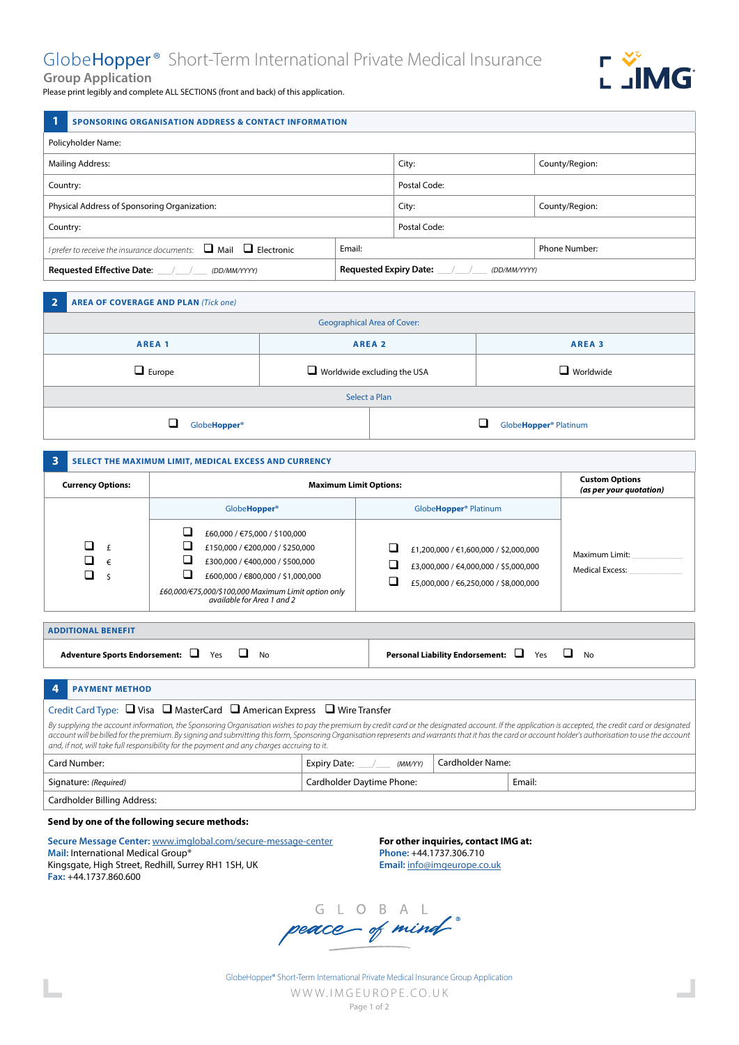# GlobeHopper® Short-Term International Private Medical Insurance

## Group Application

Please print legibly and complete ALL SECTIONS (front and back) of this application.

## 1 SPONSORING ORGANISATION ADDRESS & CONTACT INFORMATION

| Policyholder Name: | | |
|---|---|---|
| Mailing Address: | City: | County/Region: |
| Country: | Postal Code: | |
| Physical Address of Sponsoring Organization: | City: | County/Region: |
| Country: | Postal Code: | |
| *I prefer to receive the insurance documents:* ❑ Mail ❑ Electronic | Email: | Phone Number: |
| **Requested Effective Date:** ___/___/___ *(DD/MM/YYYY)* | **Requested Expiry Date:** ___/___/___ *(DD/MM/YYYY)* | |

## 2 AREA OF COVERAGE AND PLAN *(Tick one)*

| Geographical Area of Cover: | | |
|---|---|---|
| **AREA 1** | **AREA 2** | **AREA 3** |
| ❑ Europe | ❑ Worldwide excluding the USA | ❑ Worldwide |

| Select a Plan | |
|---|---|
| ❑ GlobeHopper® | ❑ GlobeHopper® Platinum |

## 3 SELECT THE MAXIMUM LIMIT, MEDICAL EXCESS AND CURRENCY

| **Currency Options:** | **Maximum Limit Options:** | | **Custom Options** *(as per your quotation)* |
|---|---|---|---|
| | GlobeHopper® | GlobeHopper® Platinum | |
| ❑ £<br>❑ €<br>❑ $ | ❑ £60,000 / €75,000 / $100,000<br>❑ £150,000 / €200,000 / $250,000<br>❑ £300,000 / €400,000 / $500,000<br>❑ £600,000 / €800,000 / $1,000,000<br>*£60,000/€75,000/$100,000 Maximum Limit option only available for Area 1 and 2* | ❑ £1,200,000 / €1,600,000 / $2,000,000<br>❑ £3,000,000 / €4,000,000 / $5,000,000<br>❑ £5,000,000 / €6,250,000 / $8,000,000 | Maximum Limit: ________<br>Medical Excess: ________ |

### ADDITIONAL BENEFIT

| **Adventure Sports Endorsement:** ❑ Yes ❑ No | **Personal Liability Endorsement:** ❑ Yes ❑ No |
|---|---|

## 4 PAYMENT METHOD

Credit Card Type: ❑ Visa ❑ MasterCard ❑ American Express ❑ Wire Transfer

*By supplying the account information, the Sponsoring Organisation wishes to pay the premium by credit card or the designated account. If the application is accepted, the credit card or designated account will be billed for the premium. By signing and submitting this form, Sponsoring Organisation represents and warrants that it has the card or account holder's authorisation to use the account and, if not, will take full responsibility for the payment and any charges accruing to it.*

| Card Number: | Expiry Date: ___/___ *(MM/YY)* | Cardholder Name: |
|---|---|---|
| Signature: *(Required)* | Cardholder Daytime Phone: | Email: |
| Cardholder Billing Address: | | |

**Send by one of the following secure methods:**

**Secure Message Center:** www.imglobal.com/secure-message-center
**Mail:** International Medical Group®
Kingsgate, High Street, Redhill, Surrey RH1 1SH, UK
**Fax:** +44.1737.860.600

**For other inquiries, contact IMG at:**
**Phone:** +44.1737.306.710
**Email:** info@imgeurope.co.uk

GLOBAL peace of mind®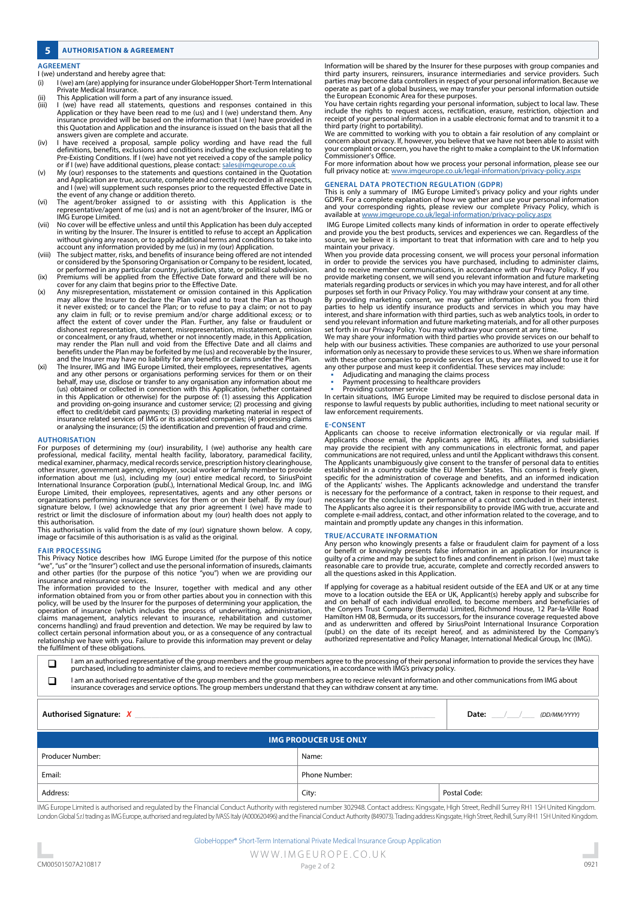## 5 AUTHORISATION & AGREEMENT

### AGREEMENT

I (we) understand and hereby agree that:

(i) I (we) am (are) applying for insurance under GlobeHopper Short-Term International Private Medical Insurance.

(ii) This Application will form a part of any insurance issued.

(iii) I (we) have read all statements, questions and responses contained in this Application or they have been read to me (us) and I (we) understand them. Any insurance provided will be based on the information that I (we) have provided in this Quotation and Application and the insurance is issued on the basis that all the answers given are complete and accurate.

(iv) I have received a proposal, sample policy wording and have read the full definitions, benefits, exclusions and conditions including the exclusion relating to Pre-Existing Conditions. If I (we) have not yet received a copy of the sample policy or if I (we) have additional questions, please contact: sales@imgeurope.co.uk

(v) My (our) responses to the statements and questions contained in the Quotation and Application are true, accurate, complete and correctly recorded in all respects, and I (we) will supplement such responses prior to the requested Effective Date in the event of any change or addition thereto.

(vi) The agent/broker assigned to or assisting with this Application is the representative/agent of me (us) and is not an agent/broker of the Insurer, IMG or IMG Europe Limited.

(vii) No cover will be effective unless and until this Application has been duly accepted in writing by the Insurer. The Insurer is entitled to refuse to accept an Application without giving any reason, or to apply additional terms and conditions to take into account any information provided by me (us) in this (our) Application.

(viii) The subject matter, risks, and benefits of insurance being offered are not intended or considered by the Sponsoring Organisation or Company to be resident, located, or performed in any particular country, jurisdiction, state, or political subdivision.

(ix) Premiums will be applied from the Effective Date forward and there will be no cover for any claim that begins prior to the Effective Date.

(x) Any misrepresentation, misstatement or omission contained in this Application may allow the Insurer to declare the Plan void and to treat the Plan as though it never existed; or to cancel the Plan; or to refuse to pay a claim; or not to pay any claim in full; or to revise premium and/or charge additional excess; or to affect the extent of cover under the Plan. Further, any false or fraudulent or dishonest representation, statement, misrepresentation, misstatement, omission or concealment, or any fraud, whether or not innocently made, in this Application, may render the Plan null and void from the Effective Date and all claims and benefits under the Plan may be forfeited by me (us) and recoverable by the Insurer, and the Insurer may have no liability for any benefits or claims under the Plan.

(xi) The Insurer, IMG and IMG Europe Limited, their employees, representatives, agents and any other persons or organisations performing services for them or on their behalf, may use, disclose or transfer to any organisation any information about me (us) obtained or collected in connection with this Application, (whether contained in this Application or otherwise) for the purpose of: (1) assessing this Application and providing on-going insurance and customer service; (2) processing and giving effect to credit/debit card payments; (3) providing marketing material in respect of insurance related services of IMG or its associated companies; (4) processing claims or analysing the insurance; (5) the identification and prevention of fraud and crime.

### AUTHORISATION

For purposes of determining my (our) insurability, I (we) authorise any health care professional, medical facility, mental health facility, laboratory, paramedical facility, medical examiner, pharmacy, medical records service, prescription history clearinghouse, other insurer, government agency, employer, social worker or family member to provide information about me (us), including my (our) entire medical record, to SiriusPoint International Insurance Corporation (publ.), International Medical Group, Inc. and IMG Europe Limited, their employees, representatives, agents and any other persons or organizations performing insurance services for them or on their behalf. By my (our) signature below, I (we) acknowledge that any prior agreement I (we) have made to restrict or limit the disclosure of information about my (our) health does not apply to this authorisation.

This authorisation is valid from the date of my (our) signature shown below. A copy, image or facsimile of this authorisation is as valid as the original.

### FAIR PROCESSING

This Privacy Notice describes how IMG Europe Limited (for the purpose of this notice "we", "us" or the "Insurer") collect and use the personal information of insureds, claimants and other parties (for the purpose of this notice "you") when we are providing our insurance and reinsurance services.

The information provided to the Insurer, together with medical and any other information obtained from you or from other parties about you in connection with this policy, will be used by the Insurer for the purposes of determining your application, the operation of insurance (which includes the process of underwriting, administration, claims management, analytics relevant to insurance, rehabilitation and customer concerns handling) and fraud prevention and detection. We may be required by law to collect certain personal information about you, or as a consequence of any contractual relationship we have with you. Failure to provide this information may prevent or delay the fulfilment of these obligations.

Information will be shared by the Insurer for these purposes with group companies and third party insurers, reinsurers, insurance intermediaries and service providers. Such parties may become data controllers in respect of your personal information. Because we operate as part of a global business, we may transfer your personal information outside the European Economic Area for these purposes.

You have certain rights regarding your personal information, subject to local law. These include the rights to request access, rectification, erasure, restriction, objection and receipt of your personal information in a usable electronic format and to transmit it to a third party (right to portability).

We are committed to working with you to obtain a fair resolution of any complaint or concern about privacy. If, however, you believe that we have not been able to assist with your complaint or concern, you have the right to make a complaint to the UK Information Commissioner's Office.

For more information about how we process your personal information, please see our full privacy notice at: www.imgeurope.co.uk/legal-information/privacy-policy.aspx

### GENERAL DATA PROTECTION REGULATION (GDPR)

This is only a summary of IMG Europe Limited's privacy policy and your rights under GDPR. For a complete explanation of how we gather and use your personal information and your corresponding rights, please review our complete Privacy Policy, which is available at www.imgeurope.co.uk/legal-information/privacy-policy.aspx

IMG Europe Limited collects many kinds of information in order to operate effectively and provide you the best products, services and experiences we can. Regardless of the source, we believe it is important to treat that information with care and to help you maintain your privacy.

When you provide data processing consent, we will process your personal information in order to provide the services you have purchased, including to administer claims, and to receive member communications, in accordance with our Privacy Policy. If you provide marketing consent, we will send you relevant information and future marketing materials regarding products or services in which you may have interest, and for all other purposes set forth in our Privacy Policy. You may withdraw your consent at any time.

By providing marketing consent, we may gather information about you from third parties to help us identify insurance products and services in which you may have interest, and share information with third parties, such as web analytics tools, in order to send you relevant information and future marketing materials, and for all other purposes set forth in our Privacy Policy. You may withdraw your consent at any time.

We may share your information with third parties who provide services on our behalf to help with our business activities. These companies are authorized to use your personal information only as necessary to provide these services to us. When we share information with these other companies to provide services for us, they are not allowed to use it for any other purpose and must keep it confidential. These services may include:

- Adjudicating and managing the claims process
- Payment processing to healthcare providers
- Providing customer service

In certain situations, IMG Europe Limited may be required to disclose personal data in response to lawful requests by public authorities, including to meet national security or law enforcement requirements.

### E-CONSENT

Applicants can choose to receive information electronically or via regular mail. If Applicants choose email, the Applicants agree IMG, its affiliates, and subsidiaries may provide the recipient with any communications in electronic format, and paper communications are not required, unless and until the Applicant withdraws this consent. The Applicants unambiguously give consent to the transfer of personal data to entities established in a country outside the EU Member States. This consent is freely given, specific for the administration of coverage and benefits, and an informed indication of the Applicants' wishes. The Applicants acknowledge and understand the transfer is necessary for the performance of a contract, taken in response to their request, and necessary for the conclusion or performance of a contract concluded in their interest. The Applicants also agree it is their responsibility to provide IMG with true, accurate and complete e-mail address, contact, and other information related to the coverage, and to maintain and promptly update any changes in this information.

### TRUE/ACCURATE INFORMATION

Any person who knowingly presents a false or fraudulent claim for payment of a loss or benefit or knowingly presents false information in an application for insurance is guilty of a crime and may be subject to fines and confinement in prison. I (we) must take reasonable care to provide true, accurate, complete and correctly recorded answers to all the questions asked in this Application.

If applying for coverage as a habitual resident outside of the EEA and UK or at any time move to a location outside the EEA or UK, Applicant(s) hereby apply and subscribe for and on behalf of each individual enrolled, to become members and beneficiaries of the Conyers Trust Company (Bermuda) Limited, Richmond House, 12 Par-la-Ville Road Hamilton HM 08, Bermuda, or its successors, for the insurance coverage requested above and as underwritten and offered by SiriusPoint International Insurance Corporation (publ.) on the date of its receipt hereof, and as administered by the Company's authorized representative and Policy Manager, International Medical Group, Inc (IMG).

☐ I am an authorised representative of the group members and the group members agree to the processing of their personal information to provide the services they have purchased, including to administer claims, and to recieve member communications, in accordance with IMG's privacy policy.

☐ I am an authorised representative of the group members and the group members agree to recieve relevant information and other communications from IMG about insurance coverages and service options. The group members understand that they can withdraw consent at any time.

| | |
|---|---|
| Authorised Signature: ✗ ______________________ | Date: ___/___/___ (DD/MM/YYYY) |

**IMG PRODUCER USE ONLY**

| | | |
|---|---|---|
| Producer Number: | Name: | |
| Email: | Phone Number: | |
| Address: | City: | Postal Code: |

IMG Europe Limited is authorised and regulated by the FInancial Conduct Authority with registered number 302948. Contact address: Kingsgate, HIgh Street, Redhill Surrey RH1 1SH United Kingdom. London Global S.r.l trading as IMG Europe, authorised and regulated by IVASS Italy (A000620496) and the Financial Conduct Authority (849073). Trading address Kingsgate, High Street, Redhill, Surry RH1 1SH United Kingdom.

GlobeHopper® Short-Term International Private Medical Insurance Group Application

WWW.IMGEUROPE.CO.UK

CM00501507A210817 0921